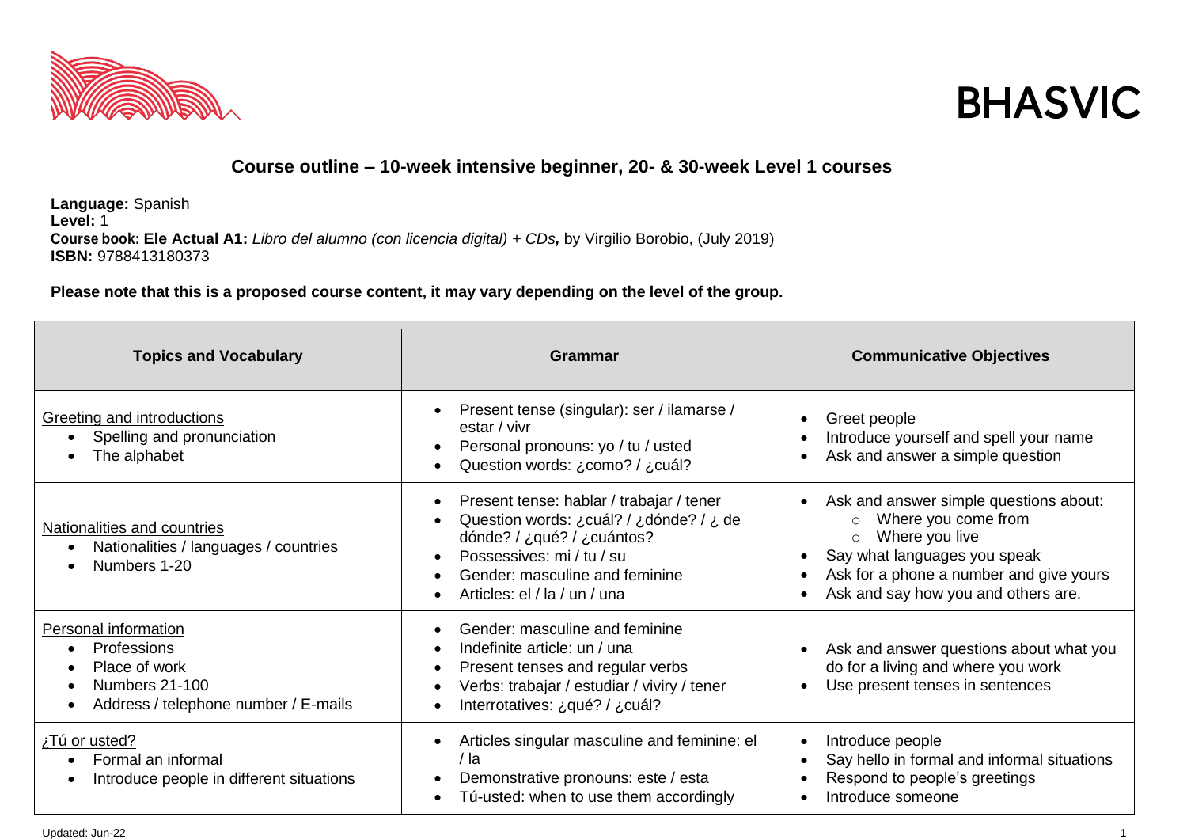BHASVIC

## Course outline – 10-week intensive beginner, 20- & 30-week Level 1 courses

**Language:** Spanish
**Level:** 1
**Course book: Ele Actual A1:** *Libro del alumno (con licencia digital) + CDs,* by Virgilio Borobio, (July 2019)
**ISBN:** 9788413180373

**Please note that this is a proposed course content, it may vary depending on the level of the group.**

| Topics and Vocabulary | Grammar | Communicative Objectives |
| --- | --- | --- |
| Greeting and introductions<br>• Spelling and pronunciation<br>• The alphabet | • Present tense (singular): ser / ilamarse / estar / vivr<br>• Personal pronouns: yo / tu / usted<br>• Question words: ¿como? / ¿cuál? | • Greet people<br>• Introduce yourself and spell your name<br>• Ask and answer a simple question |
| Nationalities and countries<br>• Nationalities / languages / countries<br>• Numbers 1-20 | • Present tense: hablar / trabajar / tener<br>• Question words: ¿cuál? / ¿dónde? / ¿ de dónde? / ¿qué? / ¿cuántos?<br>• Possessives: mi / tu / su<br>• Gender: masculine and feminine<br>• Articles: el / la / un / una | • Ask and answer simple questions about:<br>  ○ Where you come from<br>  ○ Where you live<br>• Say what languages you speak<br>• Ask for a phone a number and give yours<br>• Ask and say how you and others are. |
| Personal information<br>• Professions<br>• Place of work<br>• Numbers 21-100<br>• Address / telephone number / E-mails | • Gender: masculine and feminine<br>• Indefinite article: un / una<br>• Present tenses and regular verbs<br>• Verbs: trabajar / estudiar / viviry / tener<br>• Interrotatives: ¿qué? / ¿cuál? | • Ask and answer questions about what you do for a living and where you work<br>• Use present tenses in sentences |
| ¿Tú or usted?<br>• Formal an informal<br>• Introduce people in different situations | • Articles singular masculine and feminine: el / la<br>• Demonstrative pronouns: este / esta<br>• Tú-usted: when to use them accordingly | • Introduce people<br>• Say hello in formal and informal situations<br>• Respond to people's greetings<br>• Introduce someone |

Updated: Jun-22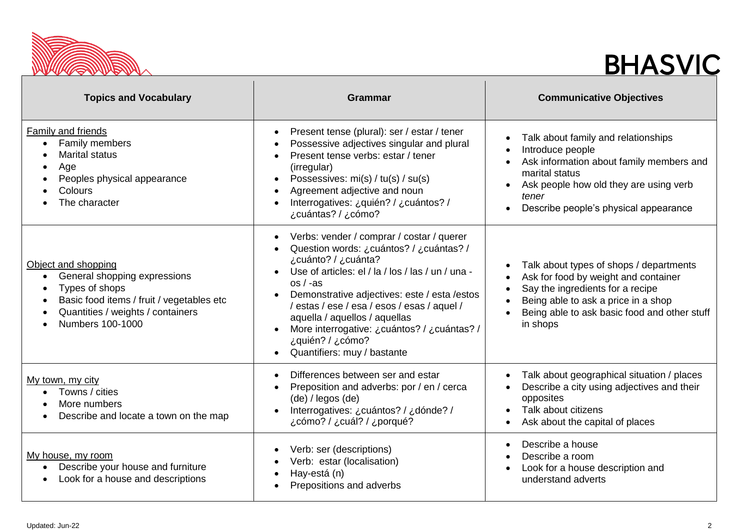| Topics and Vocabulary | Grammar | Communicative Objectives |
|---|---|---|
| Family and friends<br>• Family members<br>• Marital status<br>• Age<br>• Peoples physical appearance<br>• Colours<br>• The character | • Present tense (plural): ser / estar / tener<br>• Possessive adjectives singular and plural<br>• Present tense verbs: estar / tener (irregular)<br>• Possessives: mi(s) / tu(s) / su(s)<br>• Agreement adjective and noun<br>• Interrogatives: ¿quién? / ¿cuántos? / ¿cuántas? / ¿cómo? | • Talk about family and relationships<br>• Introduce people<br>• Ask information about family members and marital status<br>• Ask people how old they are using verb *tener*<br>• Describe people's physical appearance |
| Object and shopping<br>• General shopping expressions<br>• Types of shops<br>• Basic food items / fruit / vegetables etc<br>• Quantities / weights / containers<br>• Numbers 100-1000 | • Verbs: vender / comprar / costar / querer<br>• Question words: ¿cuántos? / ¿cuántas? / ¿cuánto? / ¿cuánta?<br>• Use of articles: el / la / los / las / un / una -os / -as<br>• Demonstrative adjectives: este / esta /estos / estas / ese / esa / esos / esas / aquel / aquella / aquellos / aquellas<br>• More interrogative: ¿cuántos? / ¿cuántas? / ¿quién? / ¿cómo?<br>• Quantifiers: muy / bastante | • Talk about types of shops / departments<br>• Ask for food by weight and container<br>• Say the ingredients for a recipe<br>• Being able to ask a price in a shop<br>• Being able to ask basic food and other stuff in shops |
| My town, my city<br>• Towns / cities<br>• More numbers<br>• Describe and locate a town on the map | • Differences between ser and estar<br>• Preposition and adverbs: por / en / cerca (de) / legos (de)<br>• Interrogatives: ¿cuántos? / ¿dónde? / ¿cómo? / ¿cuál? / ¿porqué? | • Talk about geographical situation / places<br>• Describe a city using adjectives and their opposites<br>• Talk about citizens<br>• Ask about the capital of places |
| My house, my room<br>• Describe your house and furniture<br>• Look for a house and descriptions | • Verb: ser (descriptions)<br>• Verb: estar (localisation)<br>• Hay-está (n)<br>• Prepositions and adverbs | • Describe a house<br>• Describe a room<br>• Look for a house description and understand adverts |

Updated: Jun-22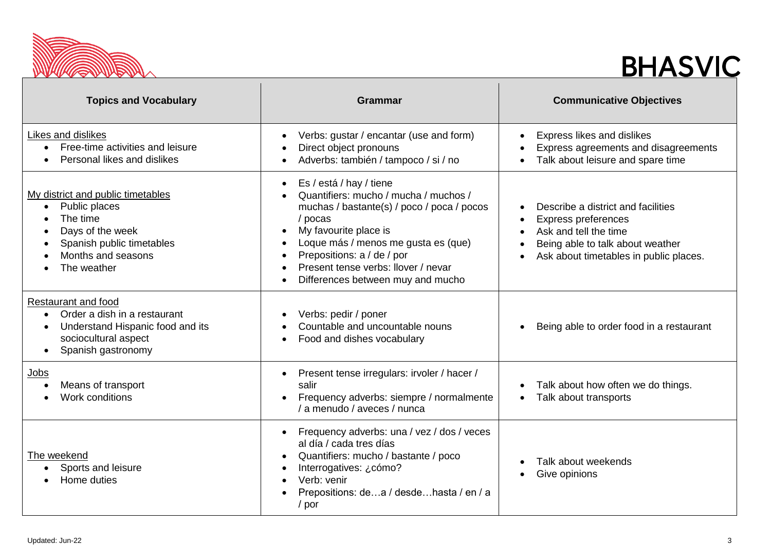| Topics and Vocabulary | Grammar | Communicative Objectives |
|---|---|---|
| Likes and dislikes<br>• Free-time activities and leisure<br>• Personal likes and dislikes | • Verbs: gustar / encantar (use and form)<br>• Direct object pronouns<br>• Adverbs: también / tampoco / si / no | • Express likes and dislikes<br>• Express agreements and disagreements<br>• Talk about leisure and spare time |
| My district and public timetables<br>• Public places<br>• The time<br>• Days of the week<br>• Spanish public timetables<br>• Months and seasons<br>• The weather | • Es / está / hay / tiene<br>• Quantifiers: mucho / mucha / muchos / muchas / bastante(s) / poco / poca / pocos / pocas<br>• My favourite place is<br>• Loque más / menos me gusta es (que)<br>• Prepositions: a / de / por<br>• Present tense verbs: llover / nevar<br>• Differences between muy and mucho | • Describe a district and facilities<br>• Express preferences<br>• Ask and tell the time<br>• Being able to talk about weather<br>• Ask about timetables in public places. |
| Restaurant and food<br>• Order a dish in a restaurant<br>• Understand Hispanic food and its sociocultural aspect<br>• Spanish gastronomy | • Verbs: pedir / poner<br>• Countable and uncountable nouns<br>• Food and dishes vocabulary | • Being able to order food in a restaurant |
| Jobs<br>• Means of transport<br>• Work conditions | • Present tense irregulars: irvoler / hacer / salir<br>• Frequency adverbs: siempre / normalmente / a menudo / aveces / nunca | • Talk about how often we do things.<br>• Talk about transports |
| The weekend<br>• Sports and leisure<br>• Home duties | • Frequency adverbs: una / vez / dos / veces al día / cada tres días<br>• Quantifiers: mucho / bastante / poco<br>• Interrogatives: ¿cómo?<br>• Verb: venir<br>• Prepositions: de…a / desde…hasta / en / a / por | • Talk about weekends<br>• Give opinions |

Updated: Jun-22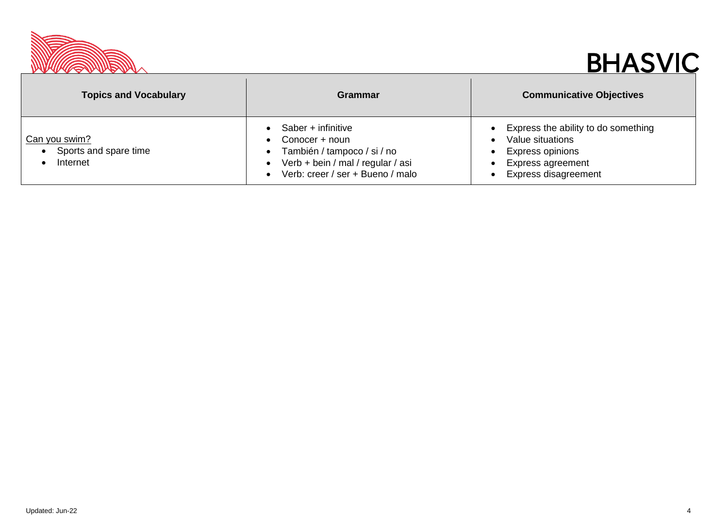| Topics and Vocabulary | Grammar | Communicative Objectives |
|---|---|---|
| Can you swim?<br>• Sports and spare time<br>• Internet | • Saber + infinitive<br>• Conocer + noun<br>• También / tampoco / si / no<br>• Verb + bein / mal / regular / asi<br>• Verb: creer / ser + Bueno / malo | • Express the ability to do something<br>• Value situations<br>• Express opinions<br>• Express agreement<br>• Express disagreement |

Updated: Jun-22